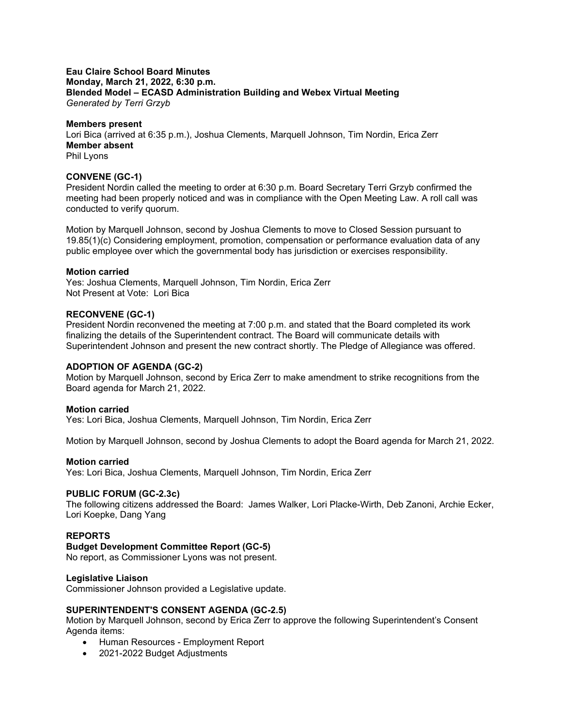**Eau Claire School Board Minutes**
**Monday, March 21, 2022, 6:30 p.m.**
**Blended Model – ECASD Administration Building and Webex Virtual Meeting**
*Generated by Terri Grzyb*

**Members present**
Lori Bica (arrived at 6:35 p.m.), Joshua Clements, Marquell Johnson, Tim Nordin, Erica Zerr
**Member absent**
Phil Lyons

## CONVENE (GC-1)

President Nordin called the meeting to order at 6:30 p.m. Board Secretary Terri Grzyb confirmed the meeting had been properly noticed and was in compliance with the Open Meeting Law. A roll call was conducted to verify quorum.

Motion by Marquell Johnson, second by Joshua Clements to move to Closed Session pursuant to 19.85(1)(c) Considering employment, promotion, compensation or performance evaluation data of any public employee over which the governmental body has jurisdiction or exercises responsibility.

**Motion carried**
Yes: Joshua Clements, Marquell Johnson, Tim Nordin, Erica Zerr
Not Present at Vote: Lori Bica

## RECONVENE (GC-1)

President Nordin reconvened the meeting at 7:00 p.m. and stated that the Board completed its work finalizing the details of the Superintendent contract. The Board will communicate details with Superintendent Johnson and present the new contract shortly. The Pledge of Allegiance was offered.

## ADOPTION OF AGENDA (GC-2)

Motion by Marquell Johnson, second by Erica Zerr to make amendment to strike recognitions from the Board agenda for March 21, 2022.

**Motion carried**
Yes: Lori Bica, Joshua Clements, Marquell Johnson, Tim Nordin, Erica Zerr

Motion by Marquell Johnson, second by Joshua Clements to adopt the Board agenda for March 21, 2022.

**Motion carried**
Yes: Lori Bica, Joshua Clements, Marquell Johnson, Tim Nordin, Erica Zerr

## PUBLIC FORUM (GC-2.3c)

The following citizens addressed the Board: James Walker, Lori Placke-Wirth, Deb Zanoni, Archie Ecker, Lori Koepke, Dang Yang

## REPORTS

### Budget Development Committee Report (GC-5)

No report, as Commissioner Lyons was not present.

### Legislative Liaison

Commissioner Johnson provided a Legislative update.

## SUPERINTENDENT'S CONSENT AGENDA (GC-2.5)

Motion by Marquell Johnson, second by Erica Zerr to approve the following Superintendent's Consent Agenda items:

- Human Resources - Employment Report
- 2021-2022 Budget Adjustments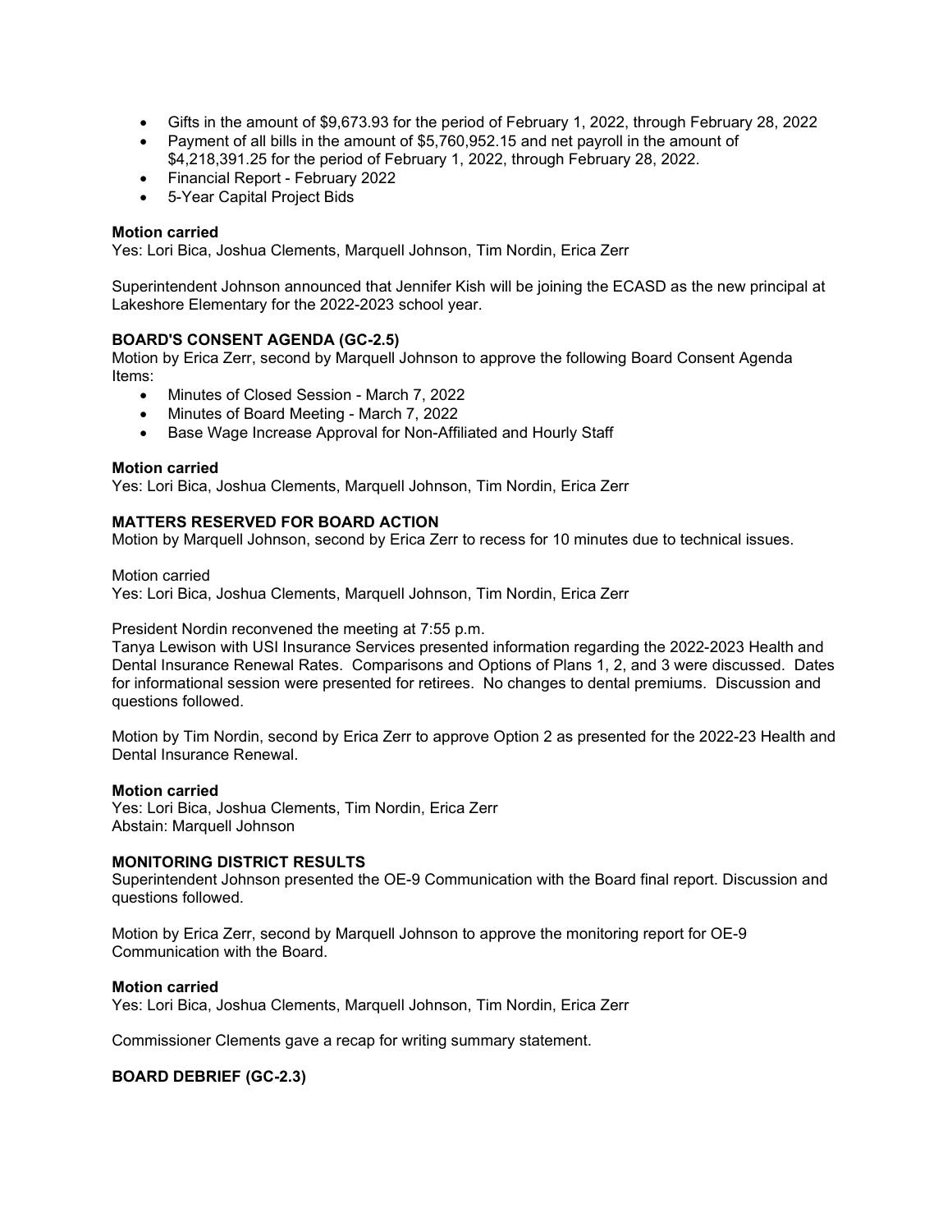- Gifts in the amount of $9,673.93 for the period of February 1, 2022, through February 28, 2022
- Payment of all bills in the amount of $5,760,952.15 and net payroll in the amount of $4,218,391.25 for the period of February 1, 2022, through February 28, 2022.
- Financial Report - February 2022
- 5-Year Capital Project Bids

**Motion carried**
Yes: Lori Bica, Joshua Clements, Marquell Johnson, Tim Nordin, Erica Zerr

Superintendent Johnson announced that Jennifer Kish will be joining the ECASD as the new principal at Lakeshore Elementary for the 2022-2023 school year.

**BOARD'S CONSENT AGENDA (GC-2.5)**
Motion by Erica Zerr, second by Marquell Johnson to approve the following Board Consent Agenda Items:

- Minutes of Closed Session - March 7, 2022
- Minutes of Board Meeting - March 7, 2022
- Base Wage Increase Approval for Non-Affiliated and Hourly Staff

**Motion carried**
Yes: Lori Bica, Joshua Clements, Marquell Johnson, Tim Nordin, Erica Zerr

**MATTERS RESERVED FOR BOARD ACTION**
Motion by Marquell Johnson, second by Erica Zerr to recess for 10 minutes due to technical issues.

Motion carried
Yes: Lori Bica, Joshua Clements, Marquell Johnson, Tim Nordin, Erica Zerr

President Nordin reconvened the meeting at 7:55 p.m.
Tanya Lewison with USI Insurance Services presented information regarding the 2022-2023 Health and Dental Insurance Renewal Rates. Comparisons and Options of Plans 1, 2, and 3 were discussed. Dates for informational session were presented for retirees. No changes to dental premiums. Discussion and questions followed.

Motion by Tim Nordin, second by Erica Zerr to approve Option 2 as presented for the 2022-23 Health and Dental Insurance Renewal.

**Motion carried**
Yes: Lori Bica, Joshua Clements, Tim Nordin, Erica Zerr
Abstain: Marquell Johnson

**MONITORING DISTRICT RESULTS**
Superintendent Johnson presented the OE-9 Communication with the Board final report. Discussion and questions followed.

Motion by Erica Zerr, second by Marquell Johnson to approve the monitoring report for OE-9 Communication with the Board.

**Motion carried**
Yes: Lori Bica, Joshua Clements, Marquell Johnson, Tim Nordin, Erica Zerr

Commissioner Clements gave a recap for writing summary statement.

**BOARD DEBRIEF (GC-2.3)**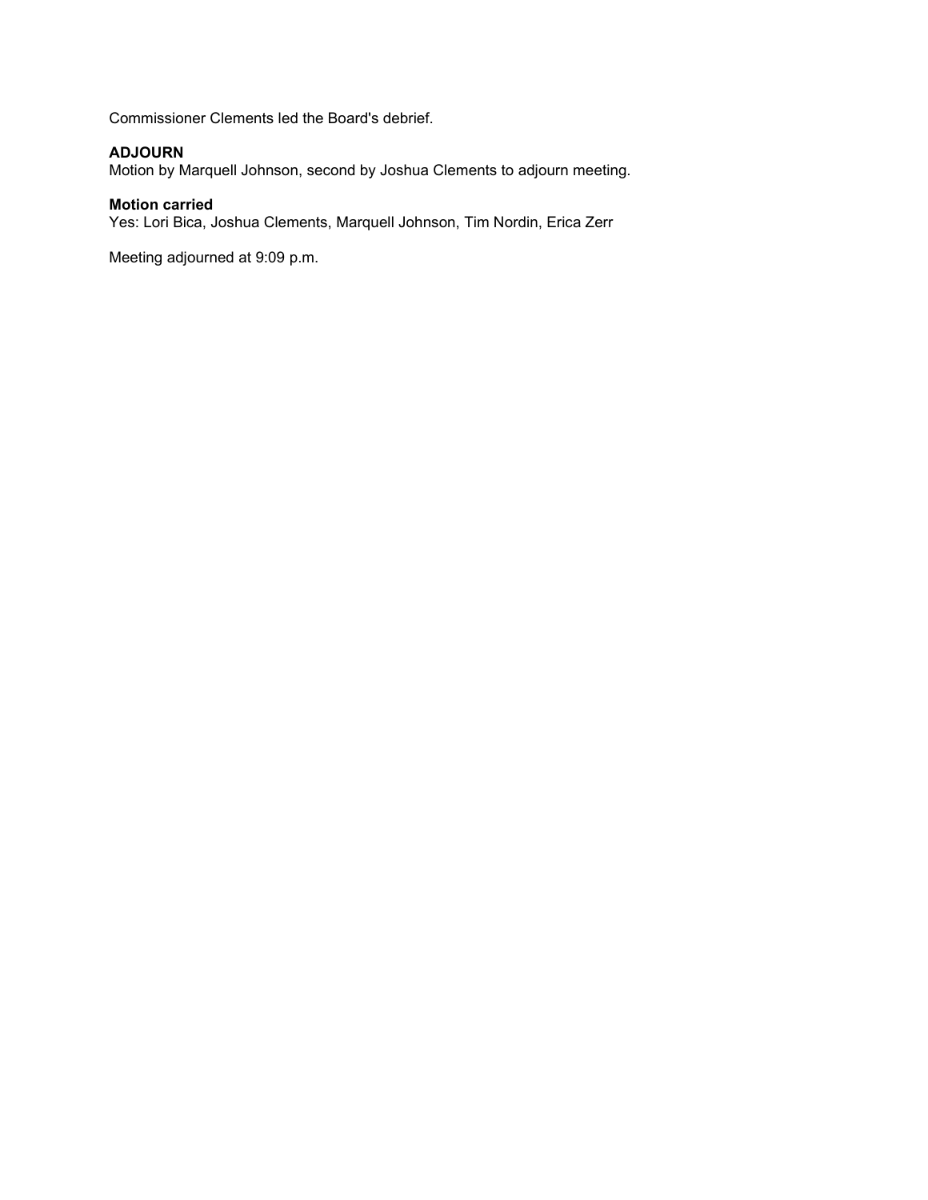Commissioner Clements led the Board's debrief.

**ADJOURN**
Motion by Marquell Johnson, second by Joshua Clements to adjourn meeting.

**Motion carried**
Yes: Lori Bica, Joshua Clements, Marquell Johnson, Tim Nordin, Erica Zerr

Meeting adjourned at 9:09 p.m.